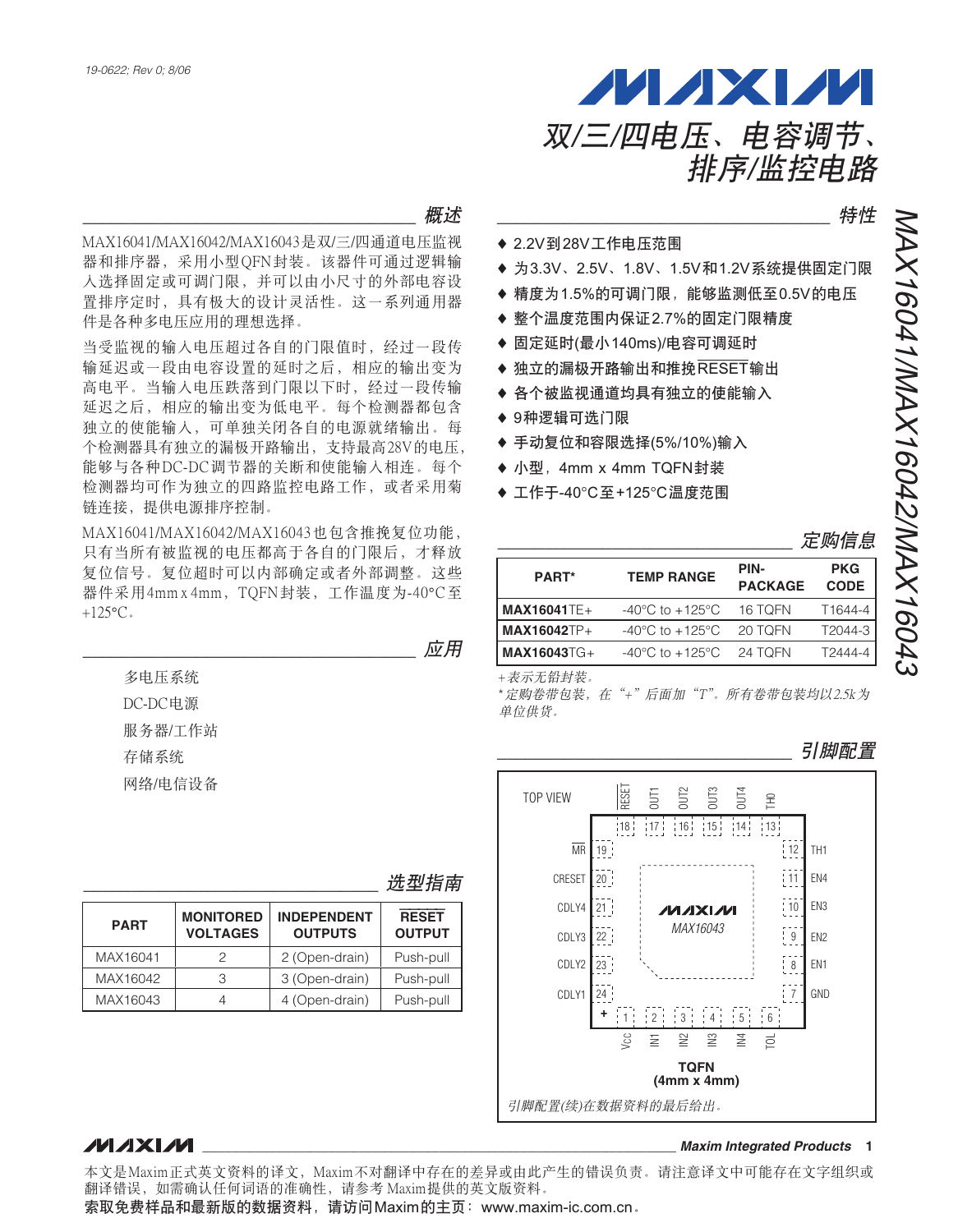19-0622; Rev 0; 8/06

# 双/三/四电压、电容调节、排序/监控电路

## MAX16041/MAX16042/MAX16043

## 概述

MAX16041/MAX16042/MAX16043是双/三/四通道电压监视器和排序器，采用小型QFN封装。该器件可通过逻辑输入选择固定或可调门限，并可以由小尺寸的外部电容设置排序定时，具有极大的设计灵活性。这一系列通用器件是各种多电压应用的理想选择。

当受监视的输入电压超过各自的门限值时，经过一段传输延迟或一段由电容设置的延时之后，相应的输出变为高电平。当输入电压跌落到门限以下时，经过一段传输延迟之后，相应的输出变为低电平。每个检测器都包含独立的使能输入，可单独关闭各自的电源就绪输出。每个检测器具有独立的漏极开路输出，支持高达28V的电压，能够与各种DC-DC调节器的关断和使能输入相连。每个检测器均可作为独立的四路监控电路工作，或者采用菊链连接，提供电源排序控制。

MAX16041/MAX16042/MAX16043也包含推挽复位功能，只有当所有被监视的电压都高于各自的门限后，才释放复位信号。复位超时可以内部确定或者外部调整。这些器件采用4mm x 4mm，TQFN封装，工作温度为-40°C至+125°C。

## 应用

多电压系统

DC-DC电源

服务器/工作站

存储系统

网络/电信设备

## 选型指南

| PART | MONITORED VOLTAGES | INDEPENDENT OUTPUTS | $\overline{RESET}$ OUTPUT |
|---|---|---|---|
| MAX16041 | 2 | 2 (Open-drain) | Push-pull |
| MAX16042 | 3 | 3 (Open-drain) | Push-pull |
| MAX16043 | 4 | 4 (Open-drain) | Push-pull |

## 特性

- 2.2V到28V工作电压范围
- 为3.3V、2.5V、1.8V、1.5V和1.2V系统提供固定门限
- 精度为1.5%的可调门限，能够监测低至0.5V的电压
- 整个温度范围内保证2.7%的固定门限精度
- 固定延时(最小140ms)/电容可调延时
- 独立的漏极开路输出和推挽$\overline{RESET}$输出
- 各个被监视通道均具有独立的使能输入
- 9种逻辑可选门限
- 手动复位和容限选择(5%/10%)输入
- 小型，4mm x 4mm TQFN封装
- 工作于-40°C至+125°C温度范围

## 定购信息

| PART* | TEMP RANGE | PIN-PACKAGE | PKG CODE |
|---|---|---|---|
| **MAX16041**TE+ | -40°C to +125°C | 16 TQFN | T1644-4 |
| **MAX16042**TP+ | -40°C to +125°C | 20 TQFN | T2044-3 |
| **MAX16043**TG+ | -40°C to +125°C | 24 TQFN | T2444-4 |

*+表示无铅封装。*

*\*定购卷带包装，在"+"后面加"T"。所有卷带包装均以2.5k为单位供货。*

## 引脚配置

TOP VIEW

MAX16043 TQFN (4mm x 4mm)

| Pin | Name | Pin | Name |
|---|---|---|---|
| 1 | VCC | 13 | THO |
| 2 | IN1 | 14 | OUT4 |
| 3 | IN2 | 15 | OUT3 |
| 4 | IN3 | 16 | OUT2 |
| 5 | IN4 | 17 | OUT1 |
| 6 | TOL | 18 | $\overline{RESET}$ |
| 7 | GND | 19 | $\overline{MR}$ |
| 8 | EN1 | 20 | CRESET |
| 9 | EN2 | 21 | CDLY4 |
| 10 | EN3 | 22 | CDLY3 |
| 11 | EN4 | 23 | CDLY2 |
| 12 | TH1 | 24 | CDLY1 |

*引脚配置(续)在数据资料的最后给出。*

本文是Maxim正式英文资料的译文，Maxim不对翻译中存在的差异或由此产生的错误负责。请注意译文中可能存在文字组织或翻译错误，如需确认任何词语的准确性，请参考Maxim提供的英文版资料。

**索取免费样品和最新版的数据资料，请访问Maxim的主页：www.maxim-ic.com.cn。**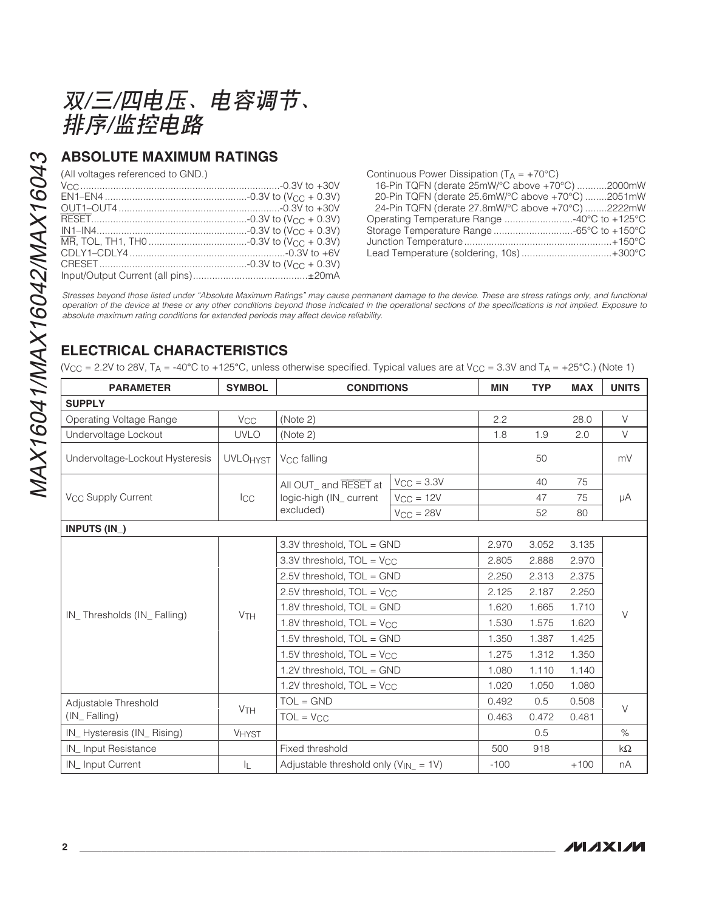## ABSOLUTE MAXIMUM RATINGS

(All voltages referenced to GND.)

$V_{CC}$ ........................................................ -0.3V to +30V
EN1–EN4 .................................................. -0.3V to ($V_{CC}$ + 0.3V)
OUT1–OUT4 .......................................... -0.3V to +30V
RESET ........................................................ -0.3V to ($V_{CC}$ + 0.3V)
IN1–IN4 ...................................................... -0.3V to ($V_{CC}$ + 0.3V)
MR, TOL, TH1, TH0 ................................... -0.3V to ($V_{CC}$ + 0.3V)
CDLY1–CDLY4 .......................................... -0.3V to +6V
CRESET ..................................................... -0.3V to ($V_{CC}$ + 0.3V)
Input/Output Current (all pins) ......................................... ±20mA

Continuous Power Dissipation ($T_A$ = +70°C)
16-Pin TQFN (derate 25mW/°C above +70°C) ...........2000mW
20-Pin TQFN (derate 25.6mW/°C above +70°C) ........2051mW
24-Pin TQFN (derate 27.8mW/°C above +70°C) ........2222mW
Operating Temperature Range .........................-40°C to +125°C
Storage Temperature Range .............................-65°C to +150°C
Junction Temperature ......................................................+150°C
Lead Temperature (soldering, 10s) .................................+300°C

*Stresses beyond those listed under "Absolute Maximum Ratings" may cause permanent damage to the device. These are stress ratings only, and functional operation of the device at these or any other conditions beyond those indicated in the operational sections of the specifications is not implied. Exposure to absolute maximum rating conditions for extended periods may affect device reliability.*

## ELECTRICAL CHARACTERISTICS

($V_{CC}$ = 2.2V to 28V, $T_A$ = -40°C to +125°C, unless otherwise specified. Typical values are at $V_{CC}$ = 3.3V and $T_A$ = +25°C.) (Note 1)

| PARAMETER | SYMBOL | CONDITIONS | | MIN | TYP | MAX | UNITS |
|---|---|---|---|---|---|---|---|
| **SUPPLY** | | | | | | | |
| Operating Voltage Range | $V_{CC}$ | (Note 2) | | 2.2 | | 28.0 | V |
| Undervoltage Lockout | UVLO | (Note 2) | | 1.8 | 1.9 | 2.0 | V |
| Undervoltage-Lockout Hysteresis | $UVLO_{HYST}$ | $V_{CC}$ falling | | | 50 | | mV |
| $V_{CC}$ Supply Current | $I_{CC}$ | All OUT_ and RESET at logic-high (IN_ current excluded) | $V_{CC}$ = 3.3V | | 40 | 75 | µA |
| | | | $V_{CC}$ = 12V | | 47 | 75 | |
| | | | $V_{CC}$ = 28V | | 52 | 80 | |
| **INPUTS (IN_)** | | | | | | | |
| IN_ Thresholds (IN_ Falling) | $V_{TH}$ | 3.3V threshold, TOL = GND | | 2.970 | 3.052 | 3.135 | V |
| | | 3.3V threshold, TOL = $V_{CC}$ | | 2.805 | 2.888 | 2.970 | |
| | | 2.5V threshold, TOL = GND | | 2.250 | 2.313 | 2.375 | |
| | | 2.5V threshold, TOL = $V_{CC}$ | | 2.125 | 2.187 | 2.250 | |
| | | 1.8V threshold, TOL = GND | | 1.620 | 1.665 | 1.710 | |
| | | 1.8V threshold, TOL = $V_{CC}$ | | 1.530 | 1.575 | 1.620 | |
| | | 1.5V threshold, TOL = GND | | 1.350 | 1.387 | 1.425 | |
| | | 1.5V threshold, TOL = $V_{CC}$ | | 1.275 | 1.312 | 1.350 | |
| | | 1.2V threshold, TOL = GND | | 1.080 | 1.110 | 1.140 | |
| | | 1.2V threshold, TOL = $V_{CC}$ | | 1.020 | 1.050 | 1.080 | |
| Adjustable Threshold (IN_ Falling) | $V_{TH}$ | TOL = GND | | 0.492 | 0.5 | 0.508 | V |
| | | TOL = $V_{CC}$ | | 0.463 | 0.472 | 0.481 | |
| IN_ Hysteresis (IN_ Rising) | $V_{HYST}$ | | | | 0.5 | | % |
| IN_ Input Resistance | | Fixed threshold | | 500 | 918 | | kΩ |
| IN_ Input Current | $I_L$ | Adjustable threshold only ($V_{IN\_}$ = 1V) | | -100 | | +100 | nA |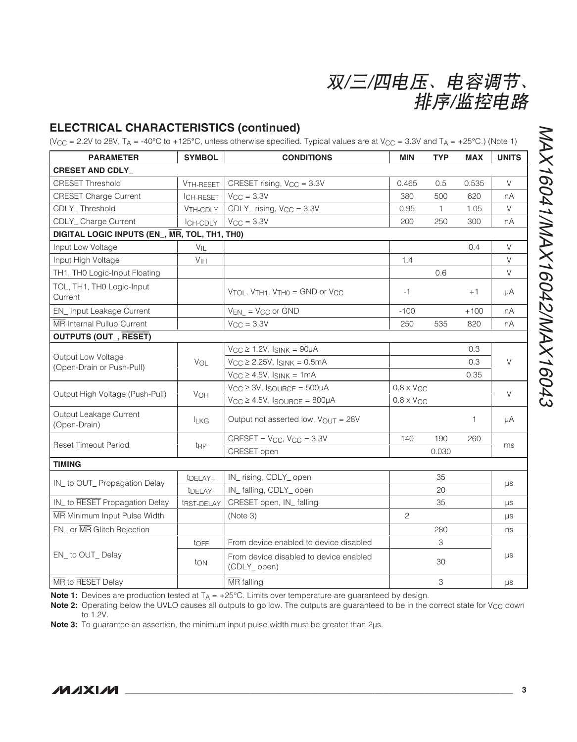## ELECTRICAL CHARACTERISTICS (continued)

($V_{CC}$ = 2.2V to 28V, $T_A$ = -40°C to +125°C, unless otherwise specified. Typical values are at $V_{CC}$ = 3.3V and $T_A$ = +25°C.) (Note 1)

| PARAMETER | SYMBOL | CONDITIONS | MIN | TYP | MAX | UNITS |
|---|---|---|---|---|---|---|
| **CRESET AND CDLY_** | | | | | | |
| CRESET Threshold | $V_{TH\text{-}RESET}$ | CRESET rising, $V_{CC}$ = 3.3V | 0.465 | 0.5 | 0.535 | V |
| CRESET Charge Current | $I_{CH\text{-}RESET}$ | $V_{CC}$ = 3.3V | 380 | 500 | 620 | nA |
| CDLY_ Threshold | $V_{TH\text{-}CDLY}$ | CDLY_ rising, $V_{CC}$ = 3.3V | 0.95 | 1 | 1.05 | V |
| CDLY_ Charge Current | $I_{CH\text{-}CDLY}$ | $V_{CC}$ = 3.3V | 200 | 250 | 300 | nA |
| **DIGITAL LOGIC INPUTS (EN_, $\overline{MR}$, TOL, TH1, TH0)** | | | | | | |
| Input Low Voltage | $V_{IL}$ | | | | 0.4 | V |
| Input High Voltage | $V_{IH}$ | | 1.4 | | | V |
| TH1, TH0 Logic-Input Floating | | | | 0.6 | | V |
| TOL, TH1, TH0 Logic-Input Current | | $V_{TOL}$, $V_{TH1}$, $V_{TH0}$ = GND or $V_{CC}$ | -1 | | +1 | µA |
| EN_ Input Leakage Current | | $V_{EN\_}$ = $V_{CC}$ or GND | -100 | | +100 | nA |
| $\overline{MR}$ Internal Pullup Current | | $V_{CC}$ = 3.3V | 250 | 535 | 820 | nA |
| **OUTPUTS (OUT_, $\overline{RESET}$)** | | | | | | |
| Output Low Voltage (Open-Drain or Push-Pull) | $V_{OL}$ | $V_{CC}$ ≥ 1.2V, $I_{SINK}$ = 90µA | | | 0.3 | V |
| | | $V_{CC}$ ≥ 2.25V, $I_{SINK}$ = 0.5mA | | | 0.3 | |
| | | $V_{CC}$ ≥ 4.5V, $I_{SINK}$ = 1mA | | | 0.35 | |
| Output High Voltage (Push-Pull) | $V_{OH}$ | $V_{CC}$ ≥ 3V, $I_{SOURCE}$ = 500µA | 0.8 x $V_{CC}$ | | | V |
| | | $V_{CC}$ ≥ 4.5V, $I_{SOURCE}$ = 800µA | 0.8 x $V_{CC}$ | | | |
| Output Leakage Current (Open-Drain) | $I_{LKG}$ | Output not asserted low, $V_{OUT}$ = 28V | | | 1 | µA |
| Reset Timeout Period | $t_{RP}$ | CRESET = $V_{CC}$, $V_{CC}$ = 3.3V | 140 | 190 | 260 | ms |
| | | CRESET open | | 0.030 | | |
| **TIMING** | | | | | | |
| IN_ to OUT_ Propagation Delay | $t_{DELAY+}$ | IN_ rising, CDLY_ open | | 35 | | µs |
| | $t_{DELAY-}$ | IN_ falling, CDLY_ open | | 20 | | |
| IN_ to $\overline{RESET}$ Propagation Delay | $t_{RST\text{-}DELAY}$ | CRESET open, IN_ falling | | 35 | | µs |
| $\overline{MR}$ Minimum Input Pulse Width | | (Note 3) | 2 | | | µs |
| EN_ or $\overline{MR}$ Glitch Rejection | | | | 280 | | ns |
| EN_ to OUT_ Delay | $t_{OFF}$ | From device enabled to device disabled | | 3 | | µs |
| | $t_{ON}$ | From device disabled to device enabled (CDLY_ open) | | 30 | | |
| $\overline{MR}$ to $\overline{RESET}$ Delay | | $\overline{MR}$ falling | | 3 | | µs |

**Note 1:** Devices are production tested at $T_A$ = +25°C. Limits over temperature are guaranteed by design.

**Note 2:** Operating below the UVLO causes all outputs to go low. The outputs are guaranteed to be in the correct state for $V_{CC}$ down to 1.2V.

**Note 3:** To guarantee an assertion, the minimum input pulse width must be greater than 2µs.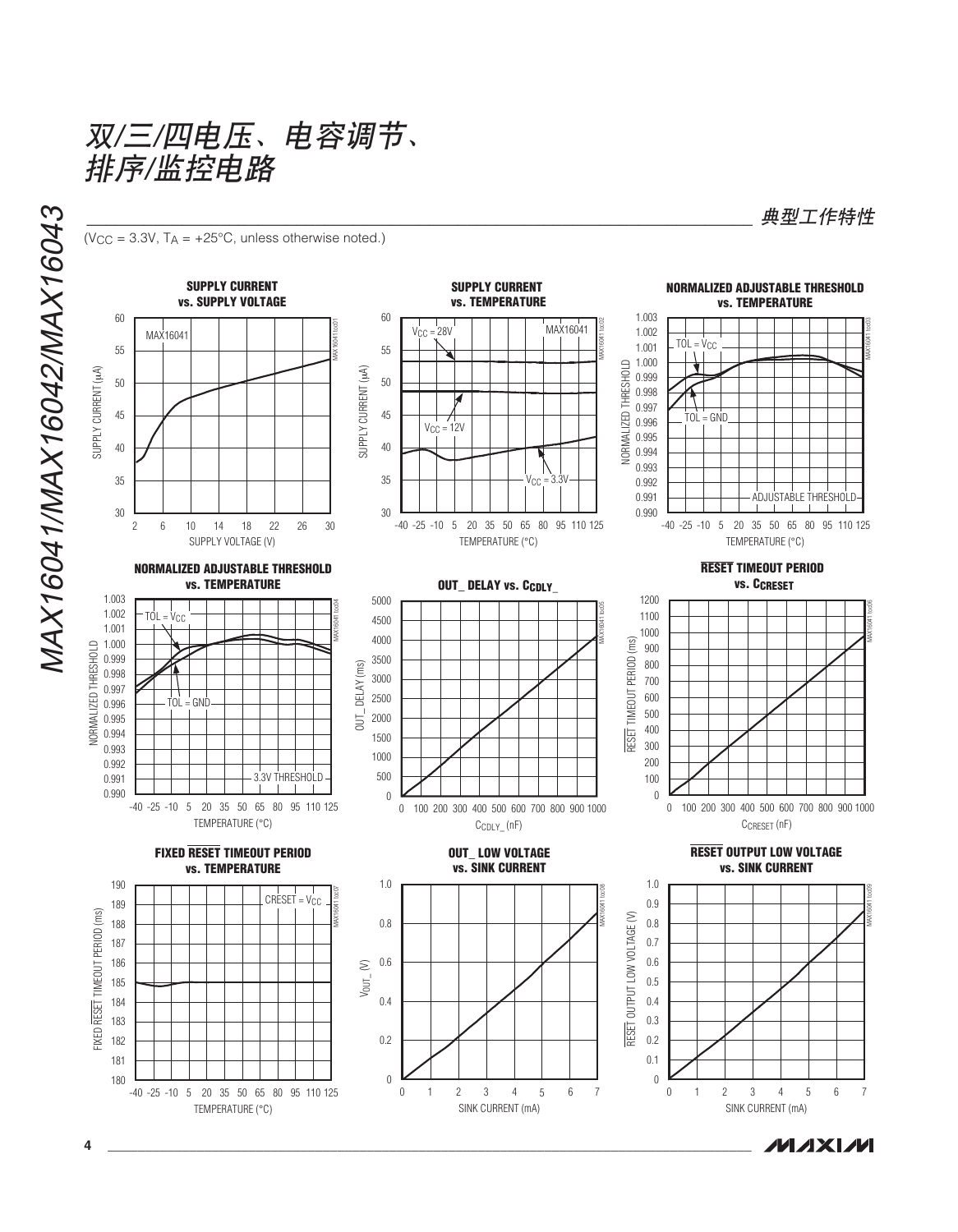## 典型工作特性

($V_{CC}$ = 3.3V, $T_A$ = +25°C, unless otherwise noted.)

**SUPPLY CURRENT vs. SUPPLY VOLTAGE**

**SUPPLY CURRENT vs. TEMPERATURE**

**NORMALIZED ADJUSTABLE THRESHOLD vs. TEMPERATURE**

**NORMALIZED ADJUSTABLE THRESHOLD vs. TEMPERATURE**

**OUT_ DELAY vs. $C_{CDLY\_}$**

**$\overline{RESET}$ TIMEOUT PERIOD vs. $C_{CRESET}$**

**FIXED $\overline{RESET}$ TIMEOUT PERIOD vs. TEMPERATURE**

**OUT_ LOW VOLTAGE vs. SINK CURRENT**

**$\overline{RESET}$ OUTPUT LOW VOLTAGE vs. SINK CURRENT**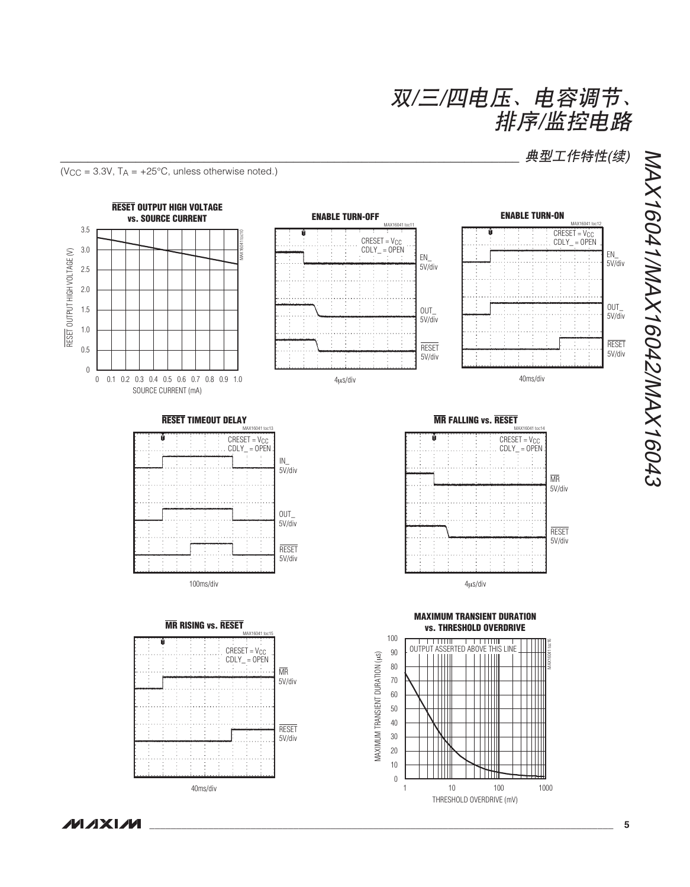## 典型工作特性(续)

($V_{CC}$ = 3.3V, $T_A$ = +25°C, unless otherwise noted.)

**$\overline{RESET}$ OUTPUT HIGH VOLTAGE vs. SOURCE CURRENT**

$\overline{RESET}$ OUTPUT HIGH VOLTAGE (V): 0, 0.5, 1.0, 1.5, 2.0, 2.5, 3.0, 3.5

SOURCE CURRENT (mA): 0, 0.1, 0.2, 0.3, 0.4, 0.5, 0.6, 0.7, 0.8, 0.9, 1.0

MAX16041 toc10

**ENABLE TURN-OFF**

MAX16041 toc11

CRESET = $V_{CC}$
CDLY_ = OPEN

EN_ 5V/div

OUT_ 5V/div

$\overline{RESET}$ 5V/div

4μs/div

**ENABLE TURN-ON**

MAX16041 toc12

CRESET = $V_{CC}$
CDLY_ = OPEN

EN_ 5V/div

OUT_ 5V/div

$\overline{RESET}$ 5V/div

40ms/div

**$\overline{RESET}$ TIMEOUT DELAY**

MAX16041 toc13

CRESET = $V_{CC}$
CDLY_ = OPEN

IN_ 5V/div

OUT_ 5V/div

$\overline{RESET}$ 5V/div

100ms/div

**$\overline{MR}$ FALLING vs. $\overline{RESET}$**

MAX16041 toc14

CRESET = $V_{CC}$
CDLY_ = OPEN

$\overline{MR}$ 5V/div

$\overline{RESET}$ 5V/div

4μs/div

**$\overline{MR}$ RISING vs. $\overline{RESET}$**

MAX16041 toc15

CRESET = $V_{CC}$
CDLY_ = OPEN

$\overline{MR}$ 5V/div

$\overline{RESET}$ 5V/div

40ms/div

**MAXIMUM TRANSIENT DURATION vs. THRESHOLD OVERDRIVE**

MAX16041 toc16

OUTPUT ASSERTED ABOVE THIS LINE

MAXIMUM TRANSIENT DURATION (μs): 0, 10, 20, 30, 40, 50, 60, 70, 80, 90, 100

THRESHOLD OVERDRIVE (mV): 1, 10, 100, 1000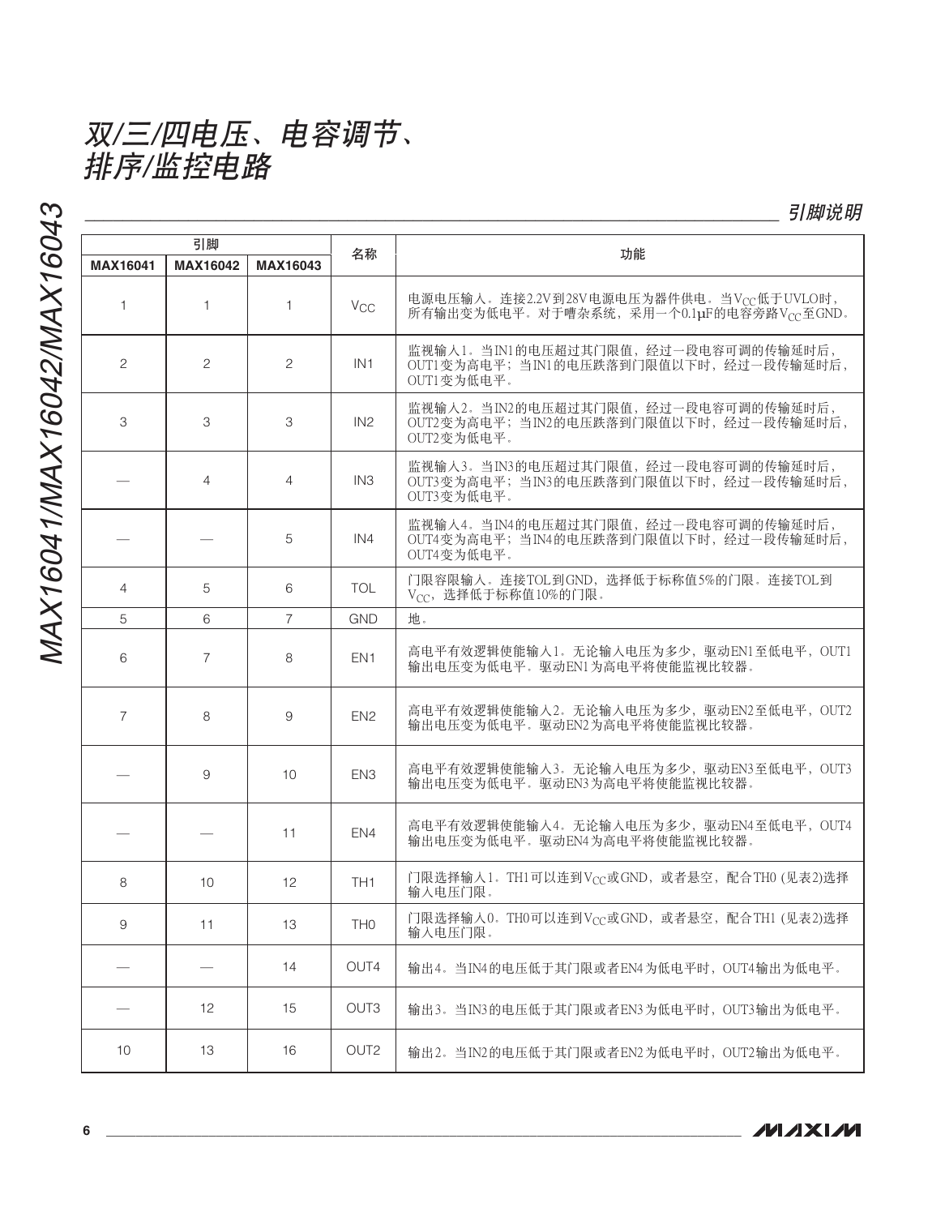## 引脚说明

| 引脚 | | | 名称 | 功能 |
|---|---|---|---|---|
| MAX16041 | MAX16042 | MAX16043 | | |
| 1 | 1 | 1 | $V_{CC}$ | 电源电压输入。连接2.2V到28V电源电压为器件供电。当$V_{CC}$低于UVLO时，所有输出变为低电平。对于嘈杂系统，采用一个0.1µF的电容旁路$V_{CC}$至GND。 |
| 2 | 2 | 2 | IN1 | 监视输入1。当IN1的电压超过其门限值，经过一段电容可调的传输延时后，OUT1变为高电平；当IN1的电压跌落到门限值以下时，经过一段传输延时后，OUT1变为低电平。 |
| 3 | 3 | 3 | IN2 | 监视输入2。当IN2的电压超过其门限值，经过一段电容可调的传输延时后，OUT2变为高电平；当IN2的电压跌落到门限值以下时，经过一段传输延时后，OUT2变为低电平。 |
| — | 4 | 4 | IN3 | 监视输入3。当IN3的电压超过其门限值，经过一段电容可调的传输延时后，OUT3变为高电平；当IN3的电压跌落到门限值以下时，经过一段传输延时后，OUT3变为低电平。 |
| — | — | 5 | IN4 | 监视输入4。当IN4的电压超过其门限值，经过一段电容可调的传输延时后，OUT4变为高电平；当IN4的电压跌落到门限值以下时，经过一段传输延时后，OUT4变为低电平。 |
| 4 | 5 | 6 | TOL | 门限容限输入。连接TOL到GND，选择低于标称值5%的门限。连接TOL到$V_{CC}$，选择低于标称值10%的门限。 |
| 5 | 6 | 7 | GND | 地。 |
| 6 | 7 | 8 | EN1 | 高电平有效逻辑使能输入1。无论输入电压为多少，驱动EN1至低电平，OUT1输出电压变为低电平。驱动EN1为高电平将使能监视比较器。 |
| 7 | 8 | 9 | EN2 | 高电平有效逻辑使能输入2。无论输入电压为多少，驱动EN2至低电平，OUT2输出电压变为低电平。驱动EN2为高电平将使能监视比较器。 |
| — | 9 | 10 | EN3 | 高电平有效逻辑使能输入3。无论输入电压为多少，驱动EN3至低电平，OUT3输出电压变为低电平。驱动EN3为高电平将使能监视比较器。 |
| — | — | 11 | EN4 | 高电平有效逻辑使能输入4。无论输入电压为多少，驱动EN4至低电平，OUT4输出电压变为低电平。驱动EN4为高电平将使能监视比较器。 |
| 8 | 10 | 12 | TH1 | 门限选择输入1。TH1可以连到$V_{CC}$或GND，或者悬空，配合TH0 (见表2)选择输入电压门限。 |
| 9 | 11 | 13 | TH0 | 门限选择输入0。TH0可以连到$V_{CC}$或GND，或者悬空，配合TH1 (见表2)选择输入电压门限。 |
| — | — | 14 | OUT4 | 输出4。当IN4的电压低于其门限或者EN4为低电平时，OUT4输出为低电平。 |
| — | 12 | 15 | OUT3 | 输出3。当IN3的电压低于其门限或者EN3为低电平时，OUT3输出为低电平。 |
| 10 | 13 | 16 | OUT2 | 输出2。当IN2的电压低于其门限或者EN2为低电平时，OUT2输出为低电平。 |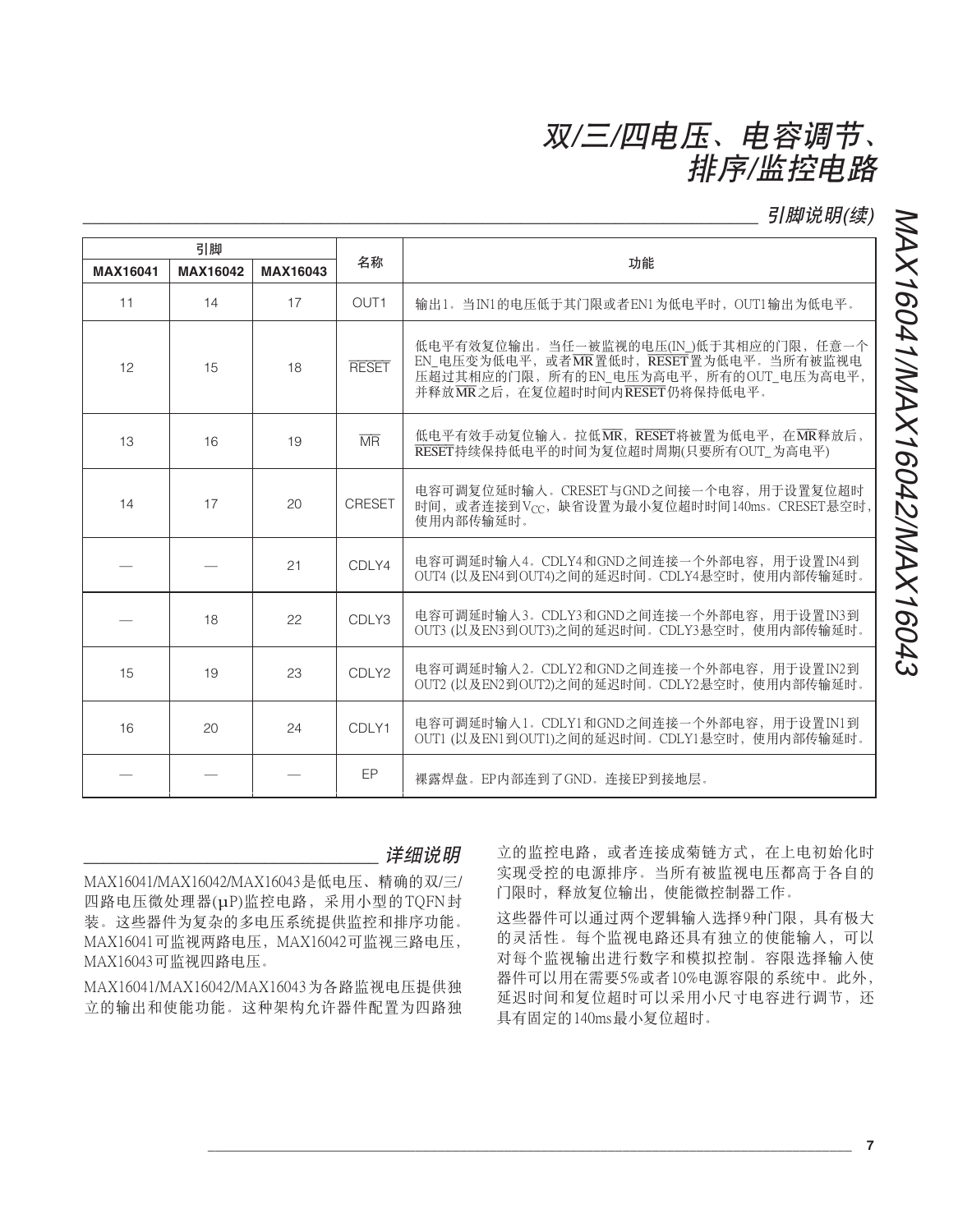## 引脚说明(续)

| 引脚 | | | 名称 | 功能 |
|---|---|---|---|---|
| MAX16041 | MAX16042 | MAX16043 | | |
| 11 | 14 | 17 | OUT1 | 输出1。当IN1的电压低于其门限或者EN1为低电平时，OUT1输出为低电平。 |
| 12 | 15 | 18 | $\overline{RESET}$ | 低电平有效复位输出。当任一被监视的电压(IN_)低于其相应的门限，任意一个EN_电压变为低电平，或者$\overline{MR}$置低时，$\overline{RESET}$置为低电平。当所有被监视电压超过其相应的门限，所有的EN_电压为高电平，所有的OUT_电压为高电平，并释放$\overline{MR}$之后，在复位超时时间内$\overline{RESET}$仍将保持低电平。 |
| 13 | 16 | 19 | $\overline{MR}$ | 低电平有效手动复位输入。拉低$\overline{MR}$，$\overline{RESET}$将被置为低电平，在$\overline{MR}$释放后，$\overline{RESET}$持续保持低电平的时间为复位超时周期(只要所有OUT_为高电平) |
| 14 | 17 | 20 | CRESET | 电容可调复位延时输入。CRESET与GND之间接一个电容，用于设置复位超时时间，或者连接到$V_{CC}$，缺省设置为最小复位超时时间140ms。CRESET悬空时，使用内部传输延时。 |
| — | — | 21 | CDLY4 | 电容可调延时输入4。CDLY4和GND之间连接一个外部电容，用于设置IN4到OUT4 (以及EN4到OUT4)之间的延迟时间。CDLY4悬空时，使用内部传输延时。 |
| — | 18 | 22 | CDLY3 | 电容可调延时输入3。CDLY3和GND之间连接一个外部电容，用于设置IN3到OUT3 (以及EN3到OUT3)之间的延迟时间。CDLY3悬空时，使用内部传输延时。 |
| 15 | 19 | 23 | CDLY2 | 电容可调延时输入2。CDLY2和GND之间连接一个外部电容，用于设置IN2到OUT2 (以及EN2到OUT2)之间的延迟时间。CDLY2悬空时，使用内部传输延时。 |
| 16 | 20 | 24 | CDLY1 | 电容可调延时输入1。CDLY1和GND之间连接一个外部电容，用于设置IN1到OUT1 (以及EN1到OUT1)之间的延迟时间。CDLY1悬空时，使用内部传输延时。 |
| — | — | — | EP | 裸露焊盘。EP内部连到了GND。连接EP到接地层。 |

## 详细说明

MAX16041/MAX16042/MAX16043是低电压、精确的双/三/四路电压微处理器(µP)监控电路，采用小型的TQFN封装。这些器件为复杂的多电压系统提供监控和排序功能。MAX16041可监视两路电压，MAX16042可监视三路电压，MAX16043可监视四路电压。

MAX16041/MAX16042/MAX16043为各路监视电压提供独立的输出和使能功能。这种架构允许器件配置为四路独立的监控电路，或者连接成菊链方式，在上电初始化时实现受控的电源排序。当所有被监视电压都高于各自的门限时，释放复位输出，使能微控制器工作。

这些器件可以通过两个逻辑输入选择9种门限，具有极大的灵活性。每个监视电路还具有独立的使能输入，可以对每个监视输出进行数字和模拟控制。容限选择输入使器件可以用在需要5%或者10%电源容限的系统中。此外，延迟时间和复位超时可以采用小尺寸电容进行调节，还具有固定的140ms最小复位超时。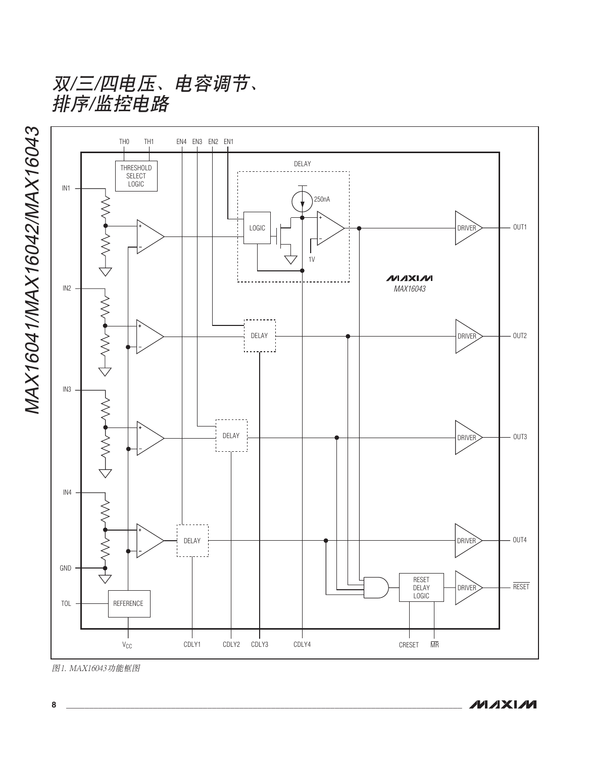图1. MAX16043功能框图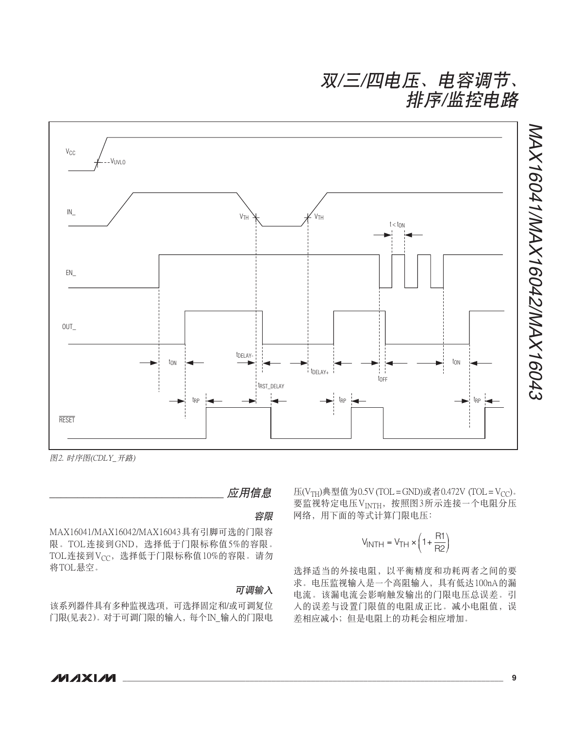图2. 时序图(CDLY_开路)

## 应用信息

### 容限

MAX16041/MAX16042/MAX16043具有引脚可选的门限容限。TOL连接到GND，选择低于门限标称值5%的容限。TOL连接到$V_{CC}$，选择低于门限标称值10%的容限。请勿将TOL悬空。

### 可调输入

该系列器件具有多种监视选项，可选择固定和/或可调复位门限(见表2)。对于可调门限的输入，每个IN_输入的门限电压($V_{TH}$)典型值为0.5V (TOL = GND)或者0.472V (TOL = $V_{CC}$)。要监视特定电压$V_{INTH}$，按照图3所示连接一个电阻分压网络，用下面的等式计算门限电压：

$$V_{INTH} = V_{TH} \times \left(1 + \frac{R1}{R2}\right)$$

选择适当的外接电阻，以平衡精度和功耗两者之间的要求。电压监视输入是一个高阻输入，具有低达100nA的漏电流。该漏电流会影响触发输出的门限电压总误差。引入的误差与设置门限值的电阻成正比。减小电阻值，误差相应减小；但是电阻上的功耗会相应增加。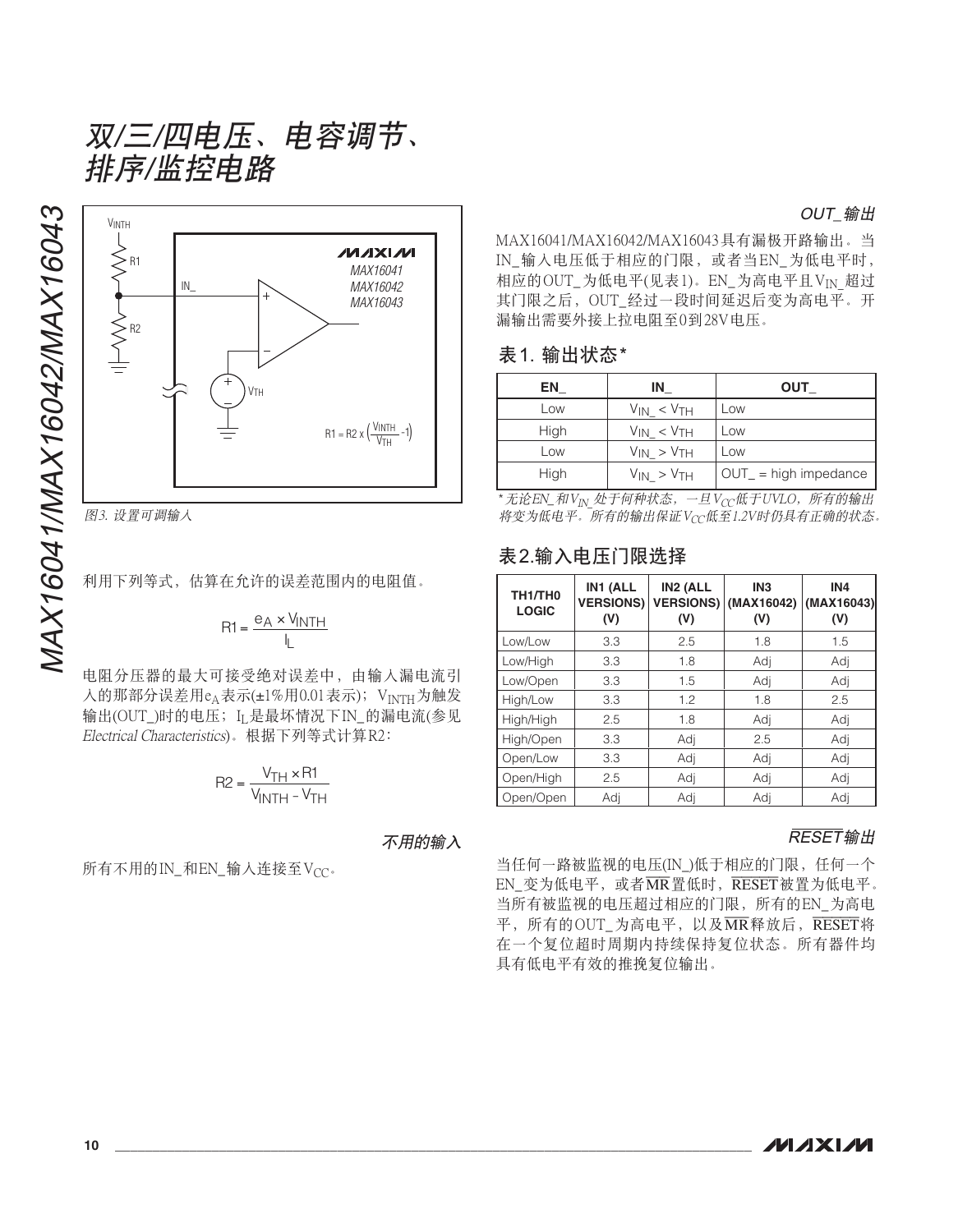# 双/三/四电压、电容调节、排序/监控电路

图3. 设置可调输入

利用下列等式，估算在允许的误差范围内的电阻值。

$$R1 = \frac{e_A \times V_{INTH}}{I_L}$$

电阻分压器的最大可接受绝对误差中，由输入漏电流引入的那部分误差用$e_A$表示(±1%用0.01表示)；$V_{INTH}$为触发输出(OUT_)时的电压；$I_L$是最坏情况下IN_的漏电流(参见*Electrical Characteristics*)。根据下列等式计算R2：

$$R2 = \frac{V_{TH} \times R1}{V_{INTH} - V_{TH}}$$

### 不用的输入

所有不用的IN_和EN_输入连接至$V_{CC}$。

### OUT_输出

MAX16041/MAX16042/MAX16043具有漏极开路输出。当IN_输入电压低于相应的门限，或者当EN_为低电平时，相应的OUT_为低电平(见表1)。EN_为高电平且$V_{IN\_}$超过其门限之后，OUT_经过一段时间延迟后变为高电平。开漏输出需要外接上拉电阻至0到28V电压。

## 表1. 输出状态*

| EN_ | IN_ | OUT_ |
|---|---|---|
| Low | $V_{IN\_} < V_{TH}$ | Low |
| High | $V_{IN\_} < V_{TH}$ | Low |
| Low | $V_{IN\_} > V_{TH}$ | Low |
| High | $V_{IN\_} > V_{TH}$ | OUT_ = high impedance |

*\* 无论EN_和$V_{IN\_}$处于何种状态，一旦$V_{CC}$低于UVLO，所有的输出将变为低电平。所有的输出保证$V_{CC}$低至1.2V时仍具有正确的状态。*

## 表2.输入电压门限选择

| TH1/TH0 LOGIC | IN1 (ALL VERSIONS) (V) | IN2 (ALL VERSIONS) (V) | IN3 (MAX16042) (V) | IN4 (MAX16043) (V) |
|---|---|---|---|---|
| Low/Low | 3.3 | 2.5 | 1.8 | 1.5 |
| Low/High | 3.3 | 1.8 | Adj | Adj |
| Low/Open | 3.3 | 1.5 | Adj | Adj |
| High/Low | 3.3 | 1.2 | 1.8 | 2.5 |
| High/High | 2.5 | 1.8 | Adj | Adj |
| High/Open | 3.3 | Adj | 2.5 | Adj |
| Open/Low | 3.3 | Adj | Adj | Adj |
| Open/High | 2.5 | Adj | Adj | Adj |
| Open/Open | Adj | Adj | Adj | Adj |

### $\overline{RESET}$输出

当任何一路被监视的电压(IN_)低于相应的门限，任何一个EN_变为低电平，或者$\overline{MR}$置低时，$\overline{RESET}$被置为低电平。当所有被监视的电压超过相应的门限，所有的EN_为高电平，所有的OUT_为高电平，以及$\overline{MR}$释放后，$\overline{RESET}$将在一个复位超时周期内持续保持复位状态。所有器件均具有低电平有效的推挽复位输出。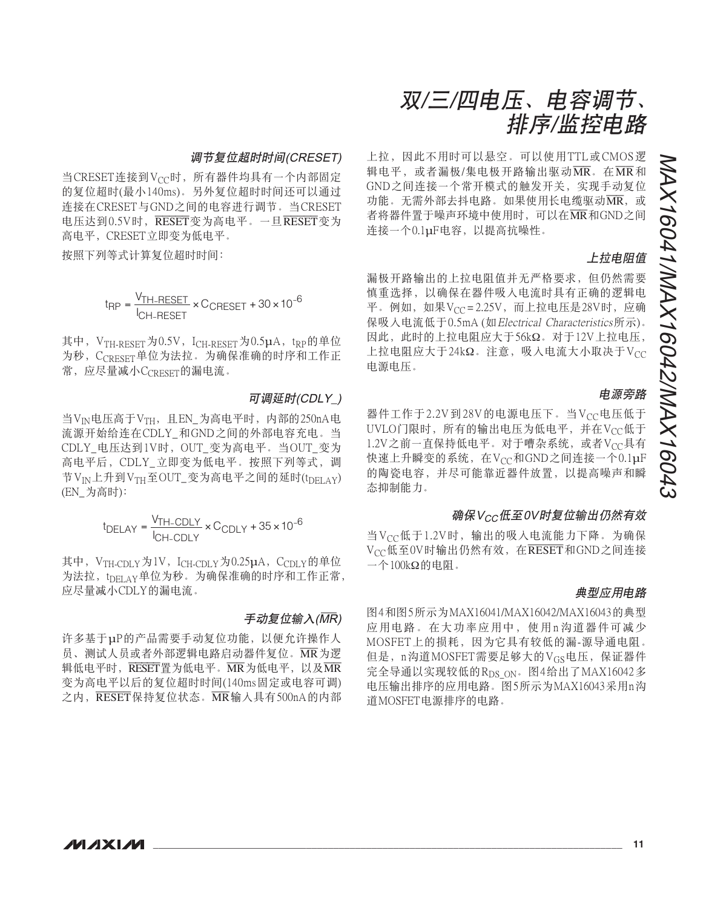### 调节复位超时时间(CRESET)

当CRESET连接到$V_{CC}$时，所有器件均具有一个内部固定的复位超时(最小140ms)。另外复位超时时间还可以通过连接在CRESET与GND之间的电容进行调节。当CRESET电压达到0.5V时，$\overline{RESET}$变为高电平。一旦$\overline{RESET}$变为高电平，CRESET立即变为低电平。

按照下列等式计算复位超时时间：

$$t_{RP} = \frac{V_{TH-RESET}}{I_{CH-RESET}} \times C_{CRESET} + 30 \times 10^{-6}$$

其中，$V_{TH-RESET}$为0.5V，$I_{CH-RESET}$为0.5µA，$t_{RP}$的单位为秒，$C_{CRESET}$单位为法拉。为确保准确的时序和工作正常，应尽量减小$C_{CRESET}$的漏电流。

### 可调延时(CDLY_)

当$V_{IN}$电压高于$V_{TH}$，且EN_为高电平时，内部的250nA电流源开始给连在CDLY_和GND之间的外部电容充电。当CDLY_电压达到1V时，OUT_变为高电平。当OUT_变为高电平后，CDLY_立即变为低电平。按照下列等式，调节$V_{IN}$上升到$V_{TH}$至OUT_变为高电平之间的延时($t_{DELAY}$)(EN_为高时)：

$$t_{DELAY} = \frac{V_{TH-CDLY}}{I_{CH-CDLY}} \times C_{CDLY} + 35 \times 10^{-6}$$

其中，$V_{TH-CDLY}$为1V，$I_{CH-CDLY}$为0.25µA，$C_{CDLY}$的单位为法拉，$t_{DELAY}$单位为秒。为确保准确的时序和工作正常，应尽量减小CDLY的漏电流。

### 手动复位输入($\overline{MR}$)

许多基于µP的产品需要手动复位功能，以便允许操作人员、测试人员或者外部逻辑电路启动器件复位。$\overline{MR}$为逻辑低电平时，$\overline{RESET}$置为低电平。$\overline{MR}$为低电平，以及$\overline{MR}$变为高电平以后的复位超时时间(140ms固定或电容可调)之内，$\overline{RESET}$保持复位状态。$\overline{MR}$输入具有500nA的内部上拉，因此不用时可以悬空。可以使用TTL或CMOS逻辑电平，或者漏极/集电极开路输出驱动$\overline{MR}$。在$\overline{MR}$和GND之间连接一个常开模式的触发开关，实现手动复位功能。无需外部去抖电路。如果使用长电缆驱动$\overline{MR}$，或者将器件置于噪声环境中使用时，可以在$\overline{MR}$和GND之间连接一个0.1µF电容，以提高抗噪性。

### 上拉电阻值

漏极开路输出的上拉电阻值并无严格要求，但仍然需要慎重选择，以确保在器件吸入电流时具有正确的逻辑电平。例如，如果$V_{CC}$ = 2.25V，而上拉电压是28V时，应确保吸入电流低于0.5mA (如*Electrical Characteristics*所示)。因此，此时的上拉电阻应大于56kΩ。对于12V上拉电压，上拉电阻应大于24kΩ。注意，吸入电流大小取决于$V_{CC}$电源电压。

### 电源旁路

器件工作于2.2V到28V的电源电压下。当$V_{CC}$电压低于UVLO门限时，所有的输出电压为低电平，并在$V_{CC}$低于1.2V之前一直保持低电平。对于嘈杂系统，或者$V_{CC}$具有快速上升瞬变的系统，在$V_{CC}$和GND之间连接一个0.1µF的陶瓷电容，并尽可能靠近器件放置，以提高噪声和瞬态抑制能力。

### 确保$V_{CC}$低至0V时复位输出仍然有效

当$V_{CC}$低于1.2V时，输出的吸入电流能力下降。为确保$V_{CC}$低至0V时输出仍然有效，在$\overline{RESET}$和GND之间连接一个100kΩ的电阻。

### 典型应用电路

图4和图5所示为MAX16041/MAX16042/MAX16043的典型应用电路。在大功率应用中，使用n沟道器件可减少MOSFET上的损耗，因为它具有较低的漏-源导通电阻。但是，n沟道MOSFET需要足够大的$V_{GS}$电压，保证器件完全导通以实现较低的$R_{DS\_ON}$。图4给出了MAX16042多电压输出排序的应用电路。图5所示为MAX16043采用n沟道MOSFET电源排序的电路。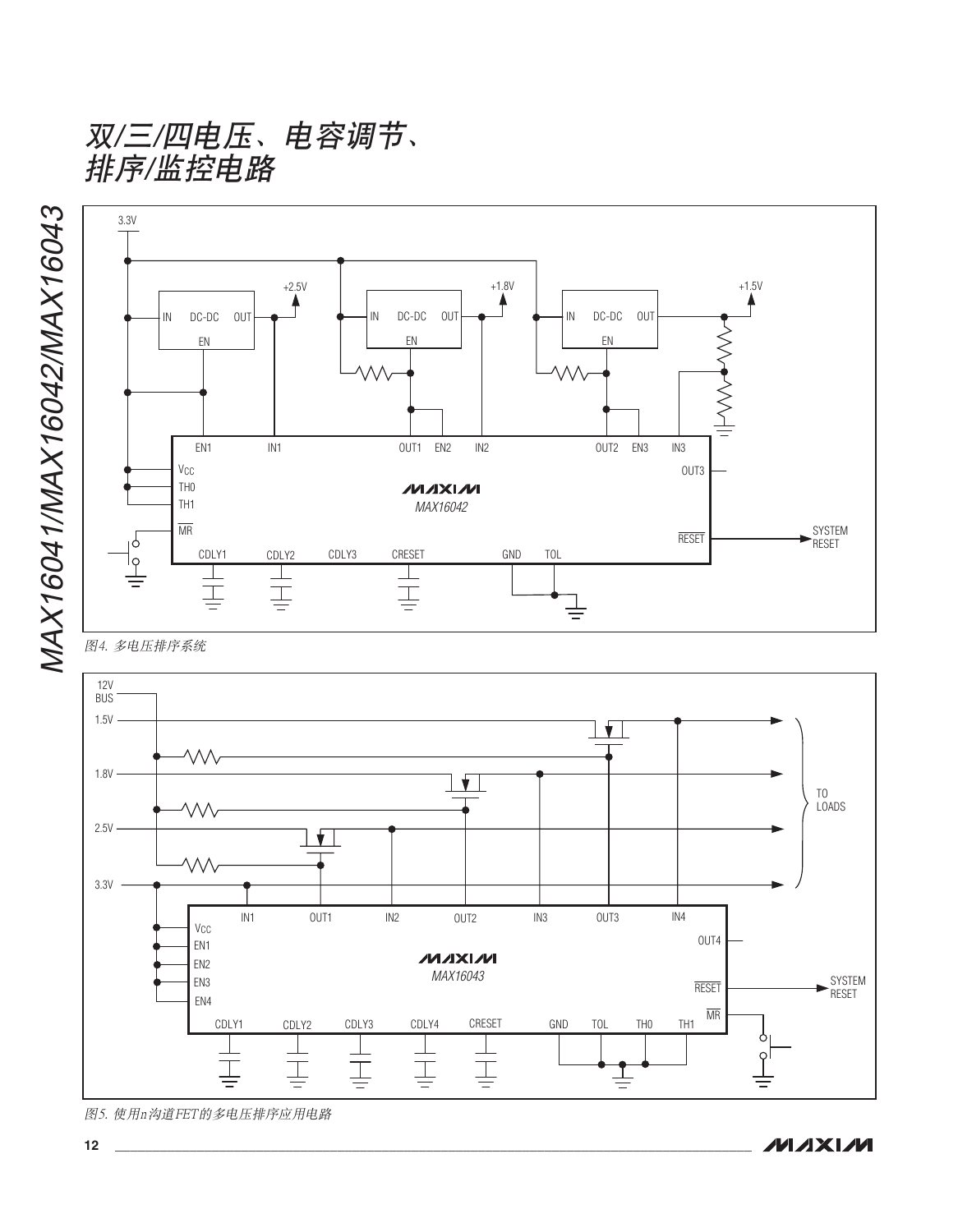图4. 多电压排序系统

图5. 使用n沟道FET的多电压排序应用电路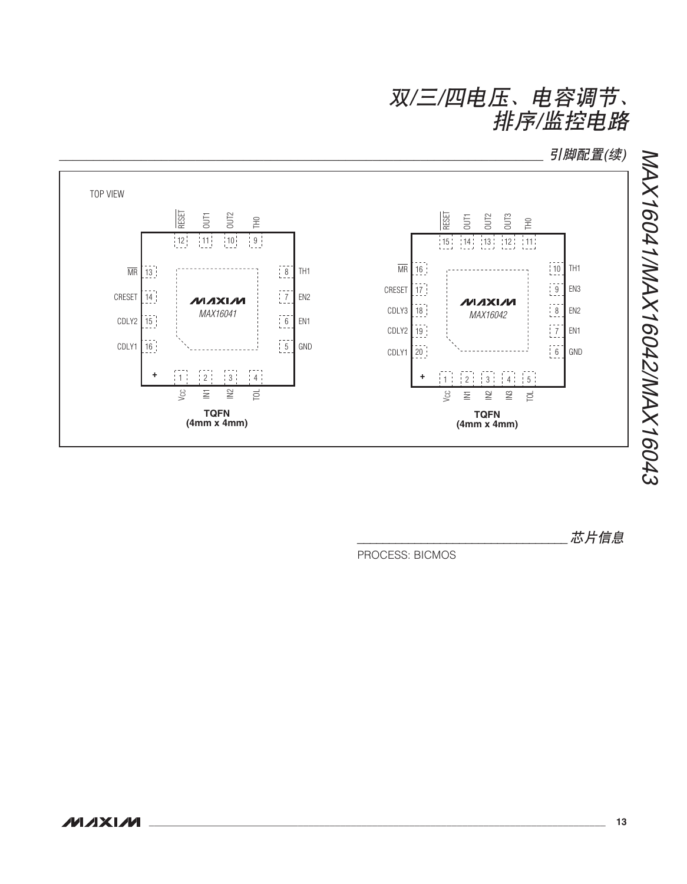## 引脚配置(续)

TOP VIEW

**MAX16041** — TQFN (4mm x 4mm)

| Pin | Name |
|---|---|
| 1 | $V_{CC}$ |
| 2 | IN1 |
| 3 | IN2 |
| 4 | TOL |
| 5 | GND |
| 6 | EN1 |
| 7 | EN2 |
| 8 | TH1 |
| 9 | TH0 |
| 10 | OUT2 |
| 11 | OUT1 |
| 12 | RESET |
| 13 | MR |
| 14 | CRESET |
| 15 | CDLY2 |
| 16 | CDLY1 |

**MAX16042** — TQFN (4mm x 4mm)

| Pin | Name |
|---|---|
| 1 | $V_{CC}$ |
| 2 | IN1 |
| 3 | IN2 |
| 4 | IN3 |
| 5 | TOL |
| 6 | GND |
| 7 | EN1 |
| 8 | EN2 |
| 9 | EN3 |
| 10 | TH1 |
| 11 | TH0 |
| 12 | OUT3 |
| 13 | OUT2 |
| 14 | OUT1 |
| 15 | RESET |
| 16 | MR |
| 17 | CRESET |
| 18 | CDLY3 |
| 19 | CDLY2 |
| 20 | CDLY1 |

## 芯片信息

PROCESS: BICMOS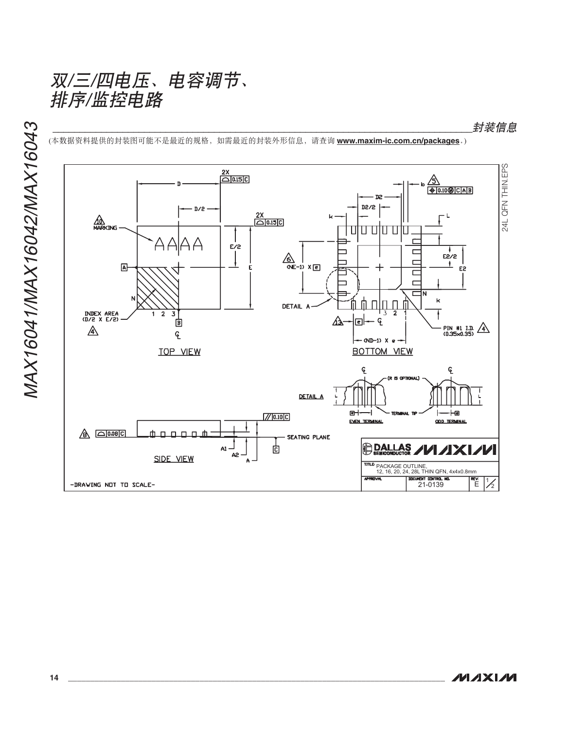## 封装信息

(本数据资料提供的封装图可能不是最近的规格，如需最近的封装外形信息，请查询 **www.maxim-ic.com.cn/packages**。)

24L QFN THIN.EPS

TOP VIEW

BOTTOM VIEW

SIDE VIEW

DETAIL A

EVEN TERMINAL

ODD TERMINAL

SEATING PLANE

MARKING

INDEX AREA (D/2 X E/2)

PIN #1 I.D. (0.35x0.35)

(R IS OPTIONAL)

TERMINAL TIP

-DRAWING NOT TO SCALE-

DALLAS SEMICONDUCTOR MAXIM

TITLE: PACKAGE OUTLINE, 12, 16, 20, 24, 28L THIN QFN, 4x4x0.8mm

| APPROVAL | DOCUMENT CONTROL NO. | REV. | |
|---|---|---|---|
| | 21-0139 | E | 1/2 |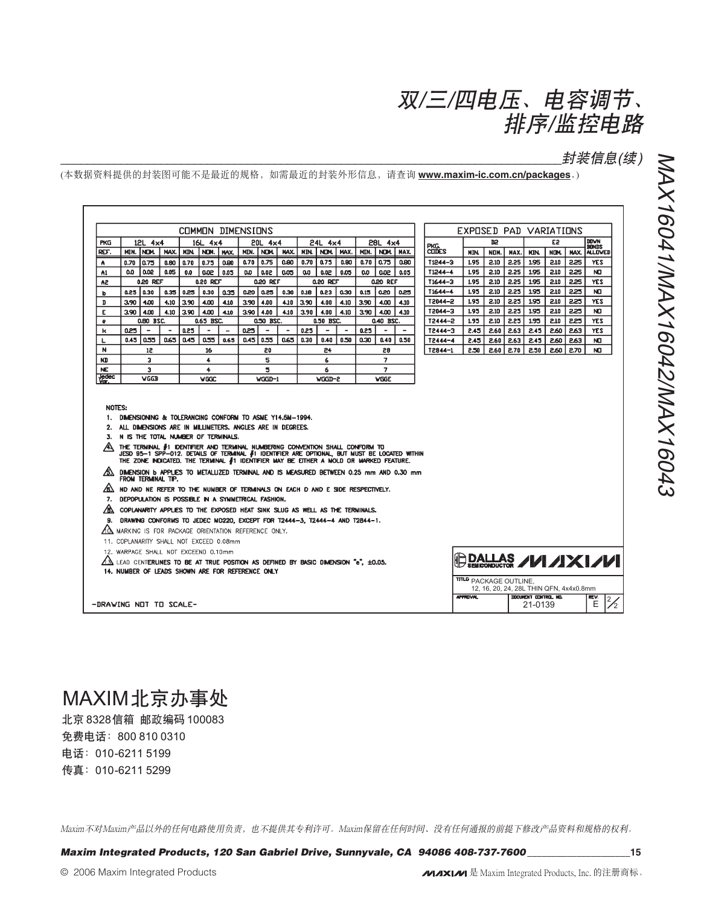# 双/三/四电压、电容调节、排序/监控电路

## 封装信息(续)

(本数据资料提供的封装图可能不是最近的规格，如需最近的封装外形信息，请查询 **www.maxim-ic.com.cn/packages**。)

| COMMON DIMENSIONS | | | | | | | | | | | | | | | |
|---|---|---|---|---|---|---|---|---|---|---|---|---|---|---|---|
| PKG | 12L 4x4 | | | 16L 4x4 | | | 20L 4x4 | | | 24L 4x4 | | | 28L 4x4 | | |
| REF. | MIN. | NOM. | MAX. | MIN. | NOM. | MAX. | MIN. | NOM. | MAX. | MIN. | NOM. | MAX. | MIN. | NOM. | MAX. |
| A | 0.70 | 0.75 | 0.80 | 0.70 | 0.75 | 0.80 | 0.70 | 0.75 | 0.80 | 0.70 | 0.75 | 0.80 | 0.70 | 0.75 | 0.80 |
| A1 | 0.0 | 0.02 | 0.05 | 0.0 | 0.02 | 0.05 | 0.0 | 0.02 | 0.05 | 0.0 | 0.02 | 0.05 | 0.0 | 0.02 | 0.05 |
| A2 | 0.20 REF | | | 0.20 REF | | | 0.20 REF | | | 0.20 REF | | | 0.20 REF | | |
| b | 0.25 | 0.30 | 0.35 | 0.25 | 0.30 | 0.35 | 0.20 | 0.25 | 0.30 | 0.18 | 0.23 | 0.30 | 0.15 | 0.20 | 0.25 |
| D | 3.90 | 4.00 | 4.10 | 3.90 | 4.00 | 4.10 | 3.90 | 4.00 | 4.10 | 3.90 | 4.00 | 4.10 | 3.90 | 4.00 | 4.10 |
| E | 3.90 | 4.00 | 4.10 | 3.90 | 4.00 | 4.10 | 3.90 | 4.00 | 4.10 | 3.90 | 4.00 | 4.10 | 3.90 | 4.00 | 4.10 |
| e | 0.80 BSC. | | | 0.65 BSC. | | | 0.50 BSC. | | | 0.50 BSC. | | | 0.40 BSC. | | |
| k | 0.25 | - | - | 0.25 | - | - | 0.25 | - | - | 0.25 | - | - | 0.25 | - | - |
| L | 0.45 | 0.55 | 0.65 | 0.45 | 0.55 | 0.65 | 0.45 | 0.55 | 0.65 | 0.30 | 0.40 | 0.50 | 0.30 | 0.40 | 0.50 |
| N | 12 | | | 16 | | | 20 | | | 24 | | | 28 | | |
| ND | 3 | | | 4 | | | 5 | | | 6 | | | 7 | | |
| NE | 3 | | | 4 | | | 5 | | | 6 | | | 7 | | |
| Jedec Var. | WGGB | | | WGGC | | | WGGD-1 | | | WGGD-2 | | | WGGE | | |

| EXPOSED PAD VARIATIONS | | | | | | | |
|---|---|---|---|---|---|---|---|
| PKG. CODES | D2 | | | E2 | | | DOWN BONDS ALLOWED |
| | MIN. | NOM. | MAX. | MIN. | NOM. | MAX. | |
| T1244-3 | 1.95 | 2.10 | 2.25 | 1.95 | 2.10 | 2.25 | YES |
| T1244-4 | 1.95 | 2.10 | 2.25 | 1.95 | 2.10 | 2.25 | NO |
| T1644-3 | 1.95 | 2.10 | 2.25 | 1.95 | 2.10 | 2.25 | YES |
| T1644-4 | 1.95 | 2.10 | 2.25 | 1.95 | 2.10 | 2.25 | NO |
| T2044-2 | 1.95 | 2.10 | 2.25 | 1.95 | 2.10 | 2.25 | YES |
| T2044-3 | 1.95 | 2.10 | 2.25 | 1.95 | 2.10 | 2.25 | NO |
| T2444-2 | 1.95 | 2.10 | 2.25 | 1.95 | 2.10 | 2.25 | YES |
| T2444-3 | 2.45 | 2.60 | 2.63 | 2.45 | 2.60 | 2.63 | YES |
| T2444-4 | 2.45 | 2.60 | 2.63 | 2.45 | 2.60 | 2.63 | NO |
| T2844-1 | 2.50 | 2.60 | 2.70 | 2.50 | 2.60 | 2.70 | NO |

NOTES:

1. DIMENSIONING & TOLERANCING CONFORM TO ASME Y14.5M-1994.
2. ALL DIMENSIONS ARE IN MILLIMETERS. ANGLES ARE IN DEGREES.
3. N IS THE TOTAL NUMBER OF TERMINALS.
4. THE TERMINAL #1 IDENTIFIER AND TERMINAL NUMBERING CONVENTION SHALL CONFORM TO JESD 95-1 SPP-012. DETAILS OF TERMINAL #1 IDENTIFIER ARE OPTIONAL, BUT MUST BE LOCATED WITHIN THE ZONE INDICATED. THE TERMINAL #1 IDENTIFIER MAY BE EITHER A MOLD OR MARKED FEATURE.
5. DIMENSION b APPLIES TO METALLIZED TERMINAL AND IS MEASURED BETWEEN 0.25 mm AND 0.30 mm FROM TERMINAL TIP.
6. ND AND NE REFER TO THE NUMBER OF TERMINALS ON EACH D AND E SIDE RESPECTIVELY.
7. DEPOPULATION IS POSSIBLE IN A SYMMETRICAL FASHION.
8. COPLANARITY APPLIES TO THE EXPOSED HEAT SINK SLUG AS WELL AS THE TERMINALS.
9. DRAWING CONFORMS TO JEDEC MO220, EXCEPT FOR T2444-3, T2444-4 AND T2844-1.
10. MARKING IS FOR PACKAGE ORIENTATION REFERENCE ONLY.
11. COPLANARITY SHALL NOT EXCEED 0.08mm
12. WARPAGE SHALL NOT EXCEEND 0.10mm
13. LEAD CENTERLINES TO BE AT TRUE POSITION AS DEFINED BY BASIC DIMENSION "e", ±0.05.
14. NUMBER OF LEADS SHOWN ARE FOR REFERENCE ONLY

-DRAWING NOT TO SCALE-

DALLAS SEMICONDUCTOR MAXIM

TITLE: PACKAGE OUTLINE, 12, 16, 20, 24, 28L THIN QFN, 4x4x0.8mm

APPROVAL | DOCUMENT CONTROL NO. 21-0139 | REV. E | 2/2

## MAXIM北京办事处

北京 8328信箱 邮政编码 100083

免费电话：800 810 0310

电话：010-6211 5199

传真：010-6211 5299

*Maxim不对Maxim产品以外的任何电路使用负责，也不提供其专利许可。Maxim保留在任何时间、没有任何通报的前提下修改产品资料和规格的权利。*

***Maxim Integrated Products, 120 San Gabriel Drive, Sunnyvale, CA 94086 408-737-7600***

© 2006 Maxim Integrated Products

MAXIM 是 Maxim Integrated Products, Inc. 的注册商标。